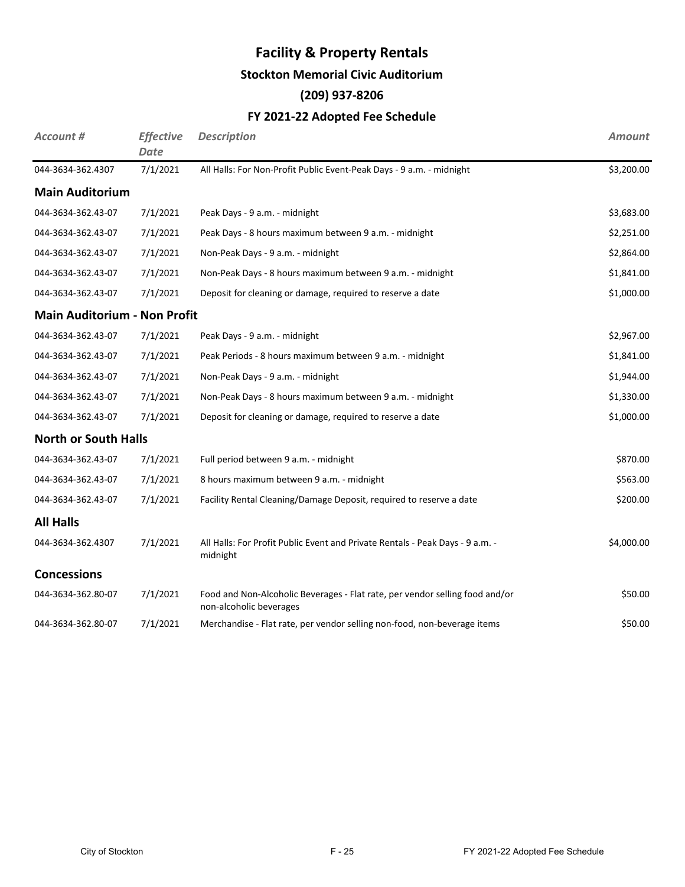# Facility & Property Rentals

## Stockton Memorial Civic Auditorium

## (209) 937-8206

## FY 2021-22 Adopted Fee Schedule

| *Account #* | *Effective Date* | *Description* | *Amount* |
|---|---|---|---|
| 044-3634-362.4307 | 7/1/2021 | All Halls: For Non-Profit Public Event-Peak Days - 9 a.m. - midnight | $3,200.00 |
| **Main Auditorium** | | | |
| 044-3634-362.43-07 | 7/1/2021 | Peak Days - 9 a.m. - midnight | $3,683.00 |
| 044-3634-362.43-07 | 7/1/2021 | Peak Days - 8 hours maximum between 9 a.m. - midnight | $2,251.00 |
| 044-3634-362.43-07 | 7/1/2021 | Non-Peak Days - 9 a.m. - midnight | $2,864.00 |
| 044-3634-362.43-07 | 7/1/2021 | Non-Peak Days - 8 hours maximum between 9 a.m. - midnight | $1,841.00 |
| 044-3634-362.43-07 | 7/1/2021 | Deposit for cleaning or damage, required to reserve a date | $1,000.00 |
| **Main Auditorium - Non Profit** | | | |
| 044-3634-362.43-07 | 7/1/2021 | Peak Days - 9 a.m. - midnight | $2,967.00 |
| 044-3634-362.43-07 | 7/1/2021 | Peak Periods - 8 hours maximum between 9 a.m. - midnight | $1,841.00 |
| 044-3634-362.43-07 | 7/1/2021 | Non-Peak Days - 9 a.m. - midnight | $1,944.00 |
| 044-3634-362.43-07 | 7/1/2021 | Non-Peak Days - 8 hours maximum between 9 a.m. - midnight | $1,330.00 |
| 044-3634-362.43-07 | 7/1/2021 | Deposit for cleaning or damage, required to reserve a date | $1,000.00 |
| **North or South Halls** | | | |
| 044-3634-362.43-07 | 7/1/2021 | Full period between 9 a.m. - midnight | $870.00 |
| 044-3634-362.43-07 | 7/1/2021 | 8 hours maximum between 9 a.m. - midnight | $563.00 |
| 044-3634-362.43-07 | 7/1/2021 | Facility Rental Cleaning/Damage Deposit, required to reserve a date | $200.00 |
| **All Halls** | | | |
| 044-3634-362.4307 | 7/1/2021 | All Halls: For Profit Public Event and Private Rentals - Peak Days - 9 a.m. - midnight | $4,000.00 |
| **Concessions** | | | |
| 044-3634-362.80-07 | 7/1/2021 | Food and Non-Alcoholic Beverages - Flat rate, per vendor selling food and/or non-alcoholic beverages | $50.00 |
| 044-3634-362.80-07 | 7/1/2021 | Merchandise - Flat rate, per vendor selling non-food, non-beverage items | $50.00 |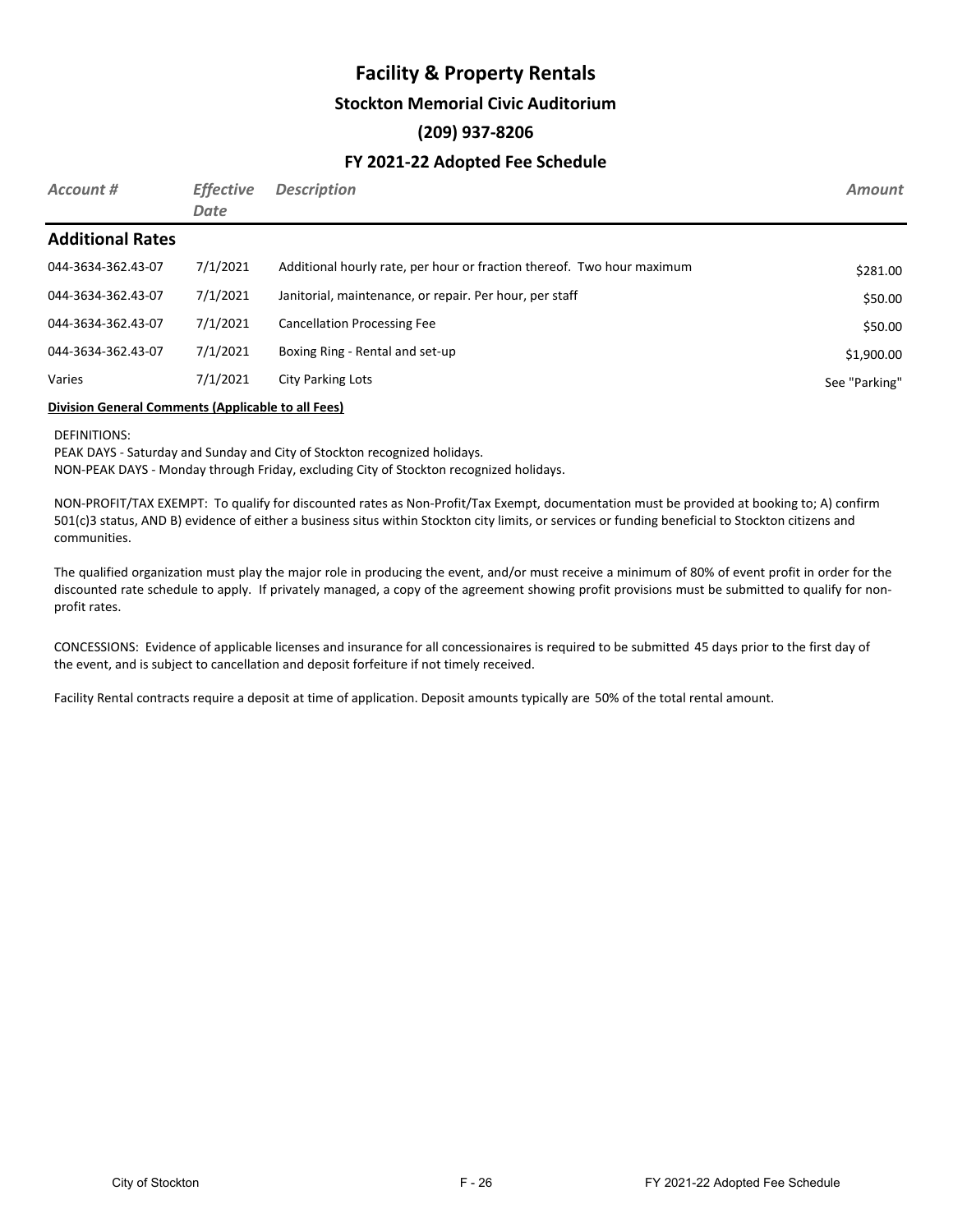# Facility & Property Rentals

## Stockton Memorial Civic Auditorium

### (209) 937-8206

### FY 2021-22 Adopted Fee Schedule

| *Account #* | *Effective Date* | *Description* | *Amount* |
|---|---|---|---|
| **Additional Rates** | | | |
| 044-3634-362.43-07 | 7/1/2021 | Additional hourly rate, per hour or fraction thereof. Two hour maximum | $281.00 |
| 044-3634-362.43-07 | 7/1/2021 | Janitorial, maintenance, or repair. Per hour, per staff | $50.00 |
| 044-3634-362.43-07 | 7/1/2021 | Cancellation Processing Fee | $50.00 |
| 044-3634-362.43-07 | 7/1/2021 | Boxing Ring - Rental and set-up | $1,900.00 |
| Varies | 7/1/2021 | City Parking Lots | See "Parking" |

**Division General Comments (Applicable to all Fees)**

DEFINITIONS:
PEAK DAYS - Saturday and Sunday and City of Stockton recognized holidays.
NON-PEAK DAYS - Monday through Friday, excluding City of Stockton recognized holidays.

NON-PROFIT/TAX EXEMPT: To qualify for discounted rates as Non-Profit/Tax Exempt, documentation must be provided at booking to; A) confirm 501(c)3 status, AND B) evidence of either a business situs within Stockton city limits, or services or funding beneficial to Stockton citizens and communities.

The qualified organization must play the major role in producing the event, and/or must receive a minimum of 80% of event profit in order for the discounted rate schedule to apply. If privately managed, a copy of the agreement showing profit provisions must be submitted to qualify for non-profit rates.

CONCESSIONS: Evidence of applicable licenses and insurance for all concessionaires is required to be submitted 45 days prior to the first day of the event, and is subject to cancellation and deposit forfeiture if not timely received.

Facility Rental contracts require a deposit at time of application. Deposit amounts typically are 50% of the total rental amount.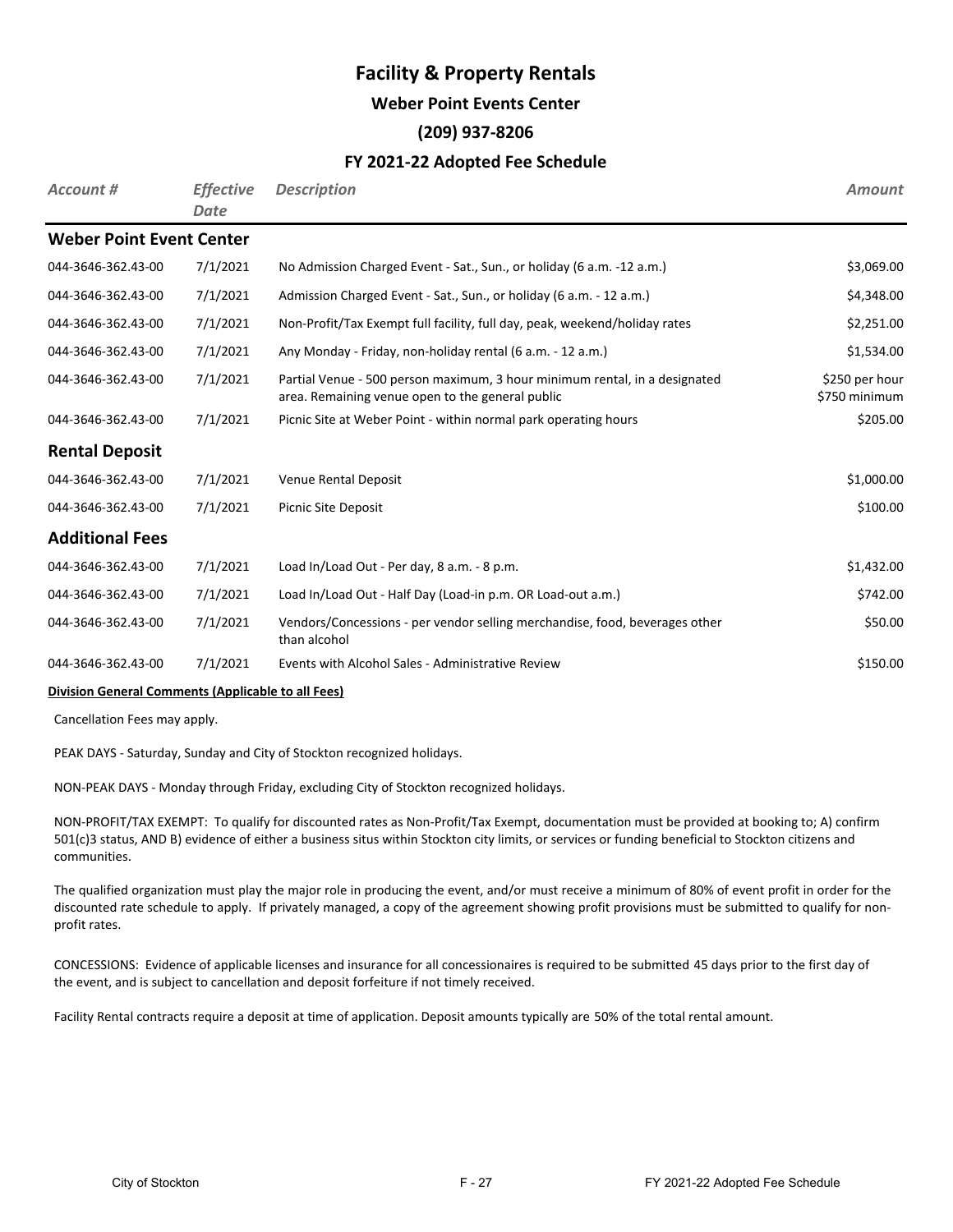# Facility & Property Rentals

## Weber Point Events Center

## (209) 937-8206

## FY 2021-22 Adopted Fee Schedule

| *Account #* | *Effective Date* | *Description* | *Amount* |
|---|---|---|---|
| **Weber Point Event Center** | | | |
| 044-3646-362.43-00 | 7/1/2021 | No Admission Charged Event - Sat., Sun., or holiday (6 a.m. -12 a.m.) | $3,069.00 |
| 044-3646-362.43-00 | 7/1/2021 | Admission Charged Event - Sat., Sun., or holiday (6 a.m. - 12 a.m.) | $4,348.00 |
| 044-3646-362.43-00 | 7/1/2021 | Non-Profit/Tax Exempt full facility, full day, peak, weekend/holiday rates | $2,251.00 |
| 044-3646-362.43-00 | 7/1/2021 | Any Monday - Friday, non-holiday rental (6 a.m. - 12 a.m.) | $1,534.00 |
| 044-3646-362.43-00 | 7/1/2021 | Partial Venue - 500 person maximum, 3 hour minimum rental, in a designated area. Remaining venue open to the general public | $250 per hour $750 minimum |
| 044-3646-362.43-00 | 7/1/2021 | Picnic Site at Weber Point - within normal park operating hours | $205.00 |
| **Rental Deposit** | | | |
| 044-3646-362.43-00 | 7/1/2021 | Venue Rental Deposit | $1,000.00 |
| 044-3646-362.43-00 | 7/1/2021 | Picnic Site Deposit | $100.00 |
| **Additional Fees** | | | |
| 044-3646-362.43-00 | 7/1/2021 | Load In/Load Out - Per day, 8 a.m. - 8 p.m. | $1,432.00 |
| 044-3646-362.43-00 | 7/1/2021 | Load In/Load Out - Half Day (Load-in p.m. OR Load-out a.m.) | $742.00 |
| 044-3646-362.43-00 | 7/1/2021 | Vendors/Concessions - per vendor selling merchandise, food, beverages other than alcohol | $50.00 |
| 044-3646-362.43-00 | 7/1/2021 | Events with Alcohol Sales - Administrative Review | $150.00 |

**Division General Comments (Applicable to all Fees)**

Cancellation Fees may apply.

PEAK DAYS - Saturday, Sunday and City of Stockton recognized holidays.

NON-PEAK DAYS - Monday through Friday, excluding City of Stockton recognized holidays.

NON-PROFIT/TAX EXEMPT: To qualify for discounted rates as Non-Profit/Tax Exempt, documentation must be provided at booking to; A) confirm 501(c)3 status, AND B) evidence of either a business situs within Stockton city limits, or services or funding beneficial to Stockton citizens and communities.

The qualified organization must play the major role in producing the event, and/or must receive a minimum of 80% of event profit in order for the discounted rate schedule to apply. If privately managed, a copy of the agreement showing profit provisions must be submitted to qualify for non-profit rates.

CONCESSIONS: Evidence of applicable licenses and insurance for all concessionaires is required to be submitted 45 days prior to the first day of the event, and is subject to cancellation and deposit forfeiture if not timely received.

Facility Rental contracts require a deposit at time of application. Deposit amounts typically are 50% of the total rental amount.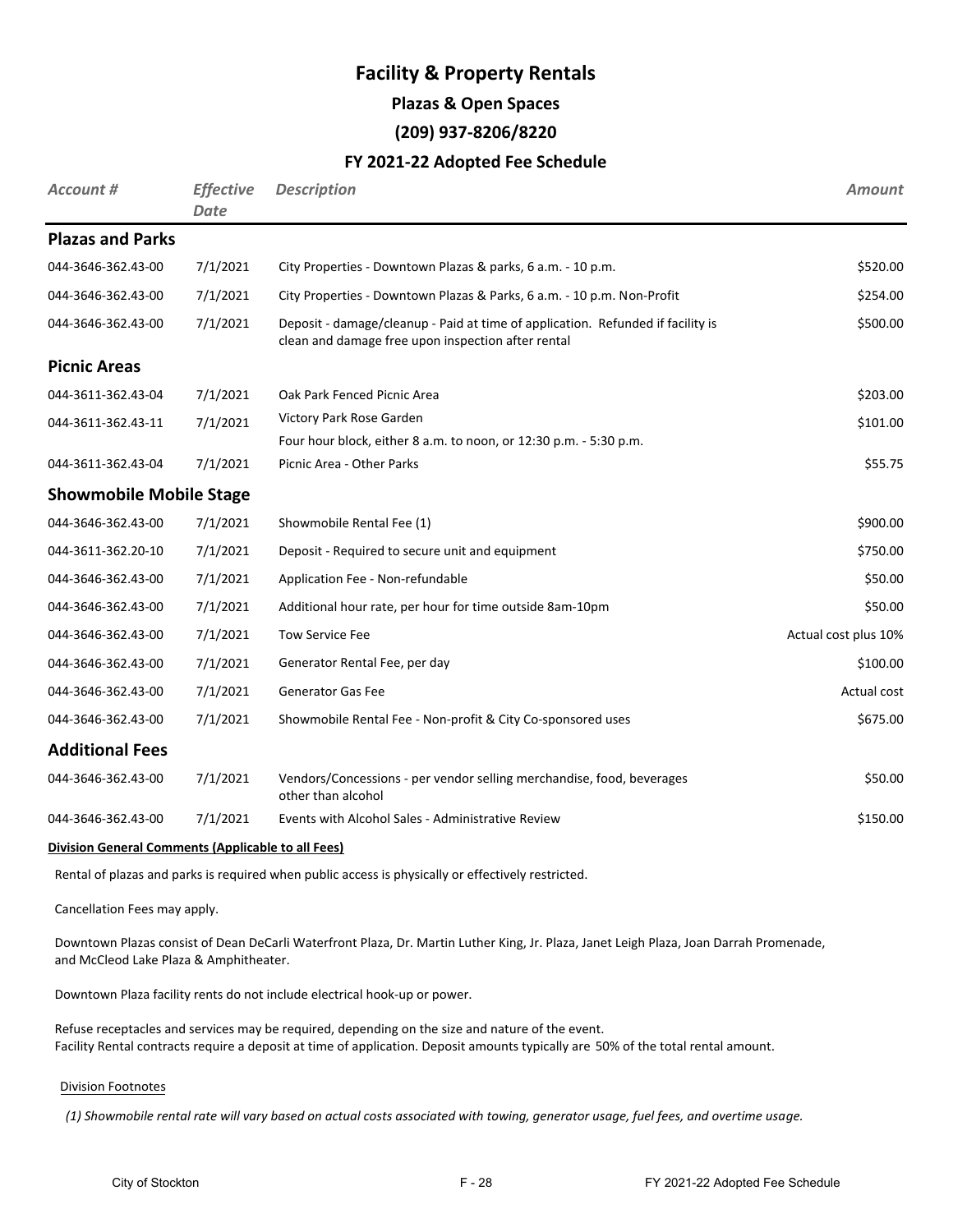# Facility & Property Rentals

## Plazas & Open Spaces

## (209) 937-8206/8220

## FY 2021-22 Adopted Fee Schedule

| *Account #* | *Effective Date* | *Description* | *Amount* |
|---|---|---|---|
| **Plazas and Parks** | | | |
| 044-3646-362.43-00 | 7/1/2021 | City Properties - Downtown Plazas & parks, 6 a.m. - 10 p.m. | $520.00 |
| 044-3646-362.43-00 | 7/1/2021 | City Properties - Downtown Plazas & Parks, 6 a.m. - 10 p.m. Non-Profit | $254.00 |
| 044-3646-362.43-00 | 7/1/2021 | Deposit - damage/cleanup - Paid at time of application. Refunded if facility is clean and damage free upon inspection after rental | $500.00 |
| **Picnic Areas** | | | |
| 044-3611-362.43-04 | 7/1/2021 | Oak Park Fenced Picnic Area | $203.00 |
| 044-3611-362.43-11 | 7/1/2021 | Victory Park Rose Garden<br>Four hour block, either 8 a.m. to noon, or 12:30 p.m. - 5:30 p.m. | $101.00 |
| 044-3611-362.43-04 | 7/1/2021 | Picnic Area - Other Parks | $55.75 |
| **Showmobile Mobile Stage** | | | |
| 044-3646-362.43-00 | 7/1/2021 | Showmobile Rental Fee (1) | $900.00 |
| 044-3611-362.20-10 | 7/1/2021 | Deposit - Required to secure unit and equipment | $750.00 |
| 044-3646-362.43-00 | 7/1/2021 | Application Fee - Non-refundable | $50.00 |
| 044-3646-362.43-00 | 7/1/2021 | Additional hour rate, per hour for time outside 8am-10pm | $50.00 |
| 044-3646-362.43-00 | 7/1/2021 | Tow Service Fee | Actual cost plus 10% |
| 044-3646-362.43-00 | 7/1/2021 | Generator Rental Fee, per day | $100.00 |
| 044-3646-362.43-00 | 7/1/2021 | Generator Gas Fee | Actual cost |
| 044-3646-362.43-00 | 7/1/2021 | Showmobile Rental Fee - Non-profit & City Co-sponsored uses | $675.00 |
| **Additional Fees** | | | |
| 044-3646-362.43-00 | 7/1/2021 | Vendors/Concessions - per vendor selling merchandise, food, beverages other than alcohol | $50.00 |
| 044-3646-362.43-00 | 7/1/2021 | Events with Alcohol Sales - Administrative Review | $150.00 |

**Division General Comments (Applicable to all Fees)**

Rental of plazas and parks is required when public access is physically or effectively restricted.

Cancellation Fees may apply.

Downtown Plazas consist of Dean DeCarli Waterfront Plaza, Dr. Martin Luther King, Jr. Plaza, Janet Leigh Plaza, Joan Darrah Promenade, and McCleod Lake Plaza & Amphitheater.

Downtown Plaza facility rents do not include electrical hook-up or power.

Refuse receptacles and services may be required, depending on the size and nature of the event.
Facility Rental contracts require a deposit at time of application. Deposit amounts typically are 50% of the total rental amount.

Division Footnotes

*(1) Showmobile rental rate will vary based on actual costs associated with towing, generator usage, fuel fees, and overtime usage.*